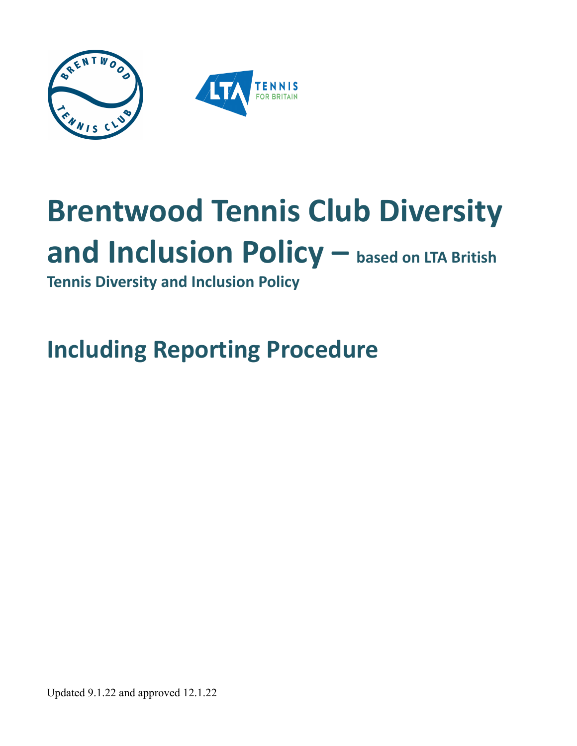# Brentwood Tennis Club Diversity and Inclusion Policy – based on LTA British Tennis Diversity and Inclusion Policy

## Including Reporting Procedure

Updated 9.1.22 and approved 12.1.22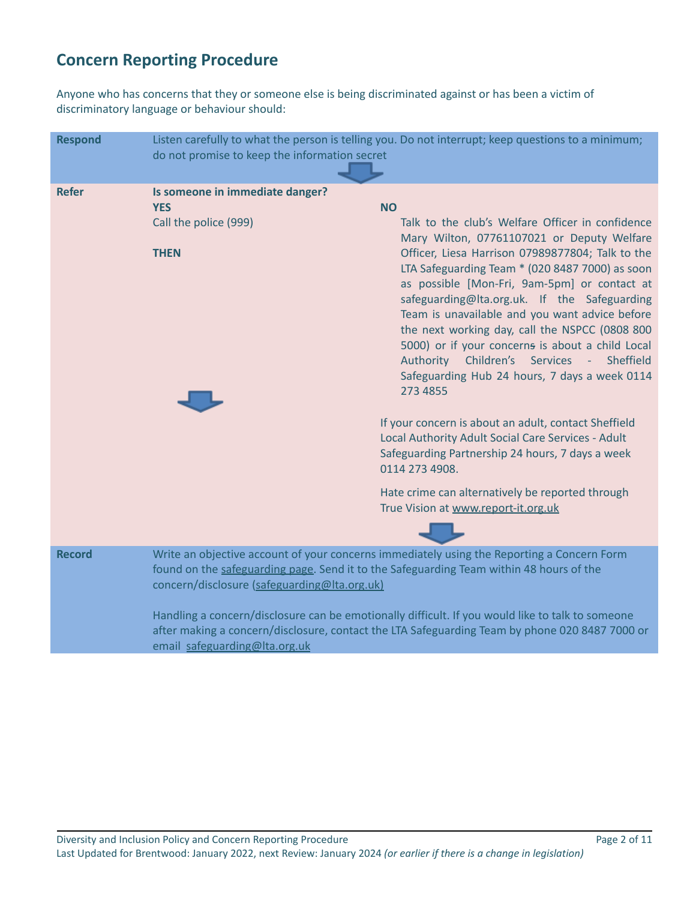## Concern Reporting Procedure

Anyone who has concerns that they or someone else is being discriminated against or has been a victim of discriminatory language or behaviour should:

**Respond**

Listen carefully to what the person is telling you. Do not interrupt; keep questions to a minimum; do not promise to keep the information secret

**Refer**

**Is someone in immediate danger?**

**YES**

Call the police (999)

**THEN**

**NO**

Talk to the club's Welfare Officer in confidence Mary Wilton, 07761107021 or Deputy Welfare Officer, Liesa Harrison 07989877804; Talk to the LTA Safeguarding Team * (020 8487 7000) as soon as possible [Mon-Fri, 9am-5pm] or contact at safeguarding@lta.org.uk. If the Safeguarding Team is unavailable and you want advice before the next working day, call the NSPCC (0808 800 5000) or if your concern is about a child Local Authority Children's Services - Sheffield Safeguarding Hub 24 hours, 7 days a week 0114 273 4855

If your concern is about an adult, contact Sheffield Local Authority Adult Social Care Services - Adult Safeguarding Partnership 24 hours, 7 days a week 0114 273 4908.

Hate crime can alternatively be reported through True Vision at www.report-it.org.uk

**Record**

Write an objective account of your concerns immediately using the Reporting a Concern Form found on the safeguarding page. Send it to the Safeguarding Team within 48 hours of the concern/disclosure (safeguarding@lta.org.uk)

Handling a concern/disclosure can be emotionally difficult. If you would like to talk to someone after making a concern/disclosure, contact the LTA Safeguarding Team by phone 020 8487 7000 or email safeguarding@lta.org.uk

Diversity and Inclusion Policy and Concern Reporting Procedure

Last Updated for Brentwood: January 2022, next Review: January 2024 *(or earlier if there is a change in legislation)*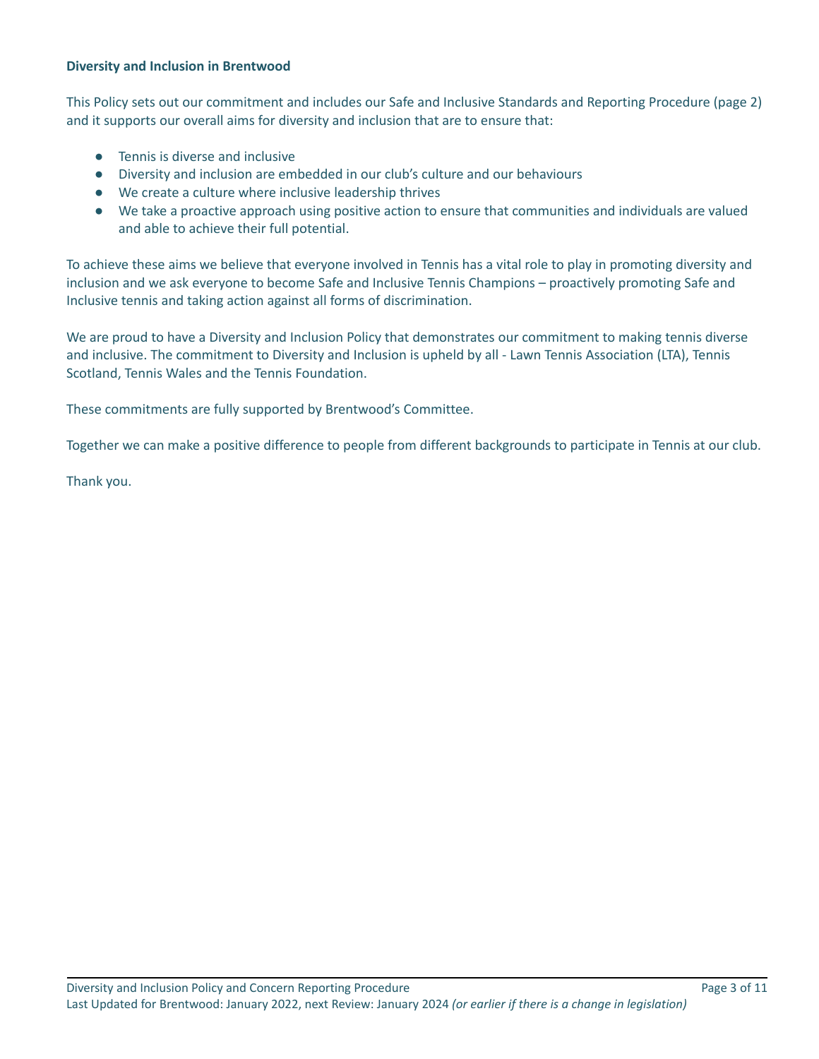**Diversity and Inclusion in Brentwood**

This Policy sets out our commitment and includes our Safe and Inclusive Standards and Reporting Procedure (page 2) and it supports our overall aims for diversity and inclusion that are to ensure that:

- Tennis is diverse and inclusive
- Diversity and inclusion are embedded in our club's culture and our behaviours
- We create a culture where inclusive leadership thrives
- We take a proactive approach using positive action to ensure that communities and individuals are valued and able to achieve their full potential.

To achieve these aims we believe that everyone involved in Tennis has a vital role to play in promoting diversity and inclusion and we ask everyone to become Safe and Inclusive Tennis Champions – proactively promoting Safe and Inclusive tennis and taking action against all forms of discrimination.

We are proud to have a Diversity and Inclusion Policy that demonstrates our commitment to making tennis diverse and inclusive. The commitment to Diversity and Inclusion is upheld by all - Lawn Tennis Association (LTA), Tennis Scotland, Tennis Wales and the Tennis Foundation.

These commitments are fully supported by Brentwood's Committee.

Together we can make a positive difference to people from different backgrounds to participate in Tennis at our club.

Thank you.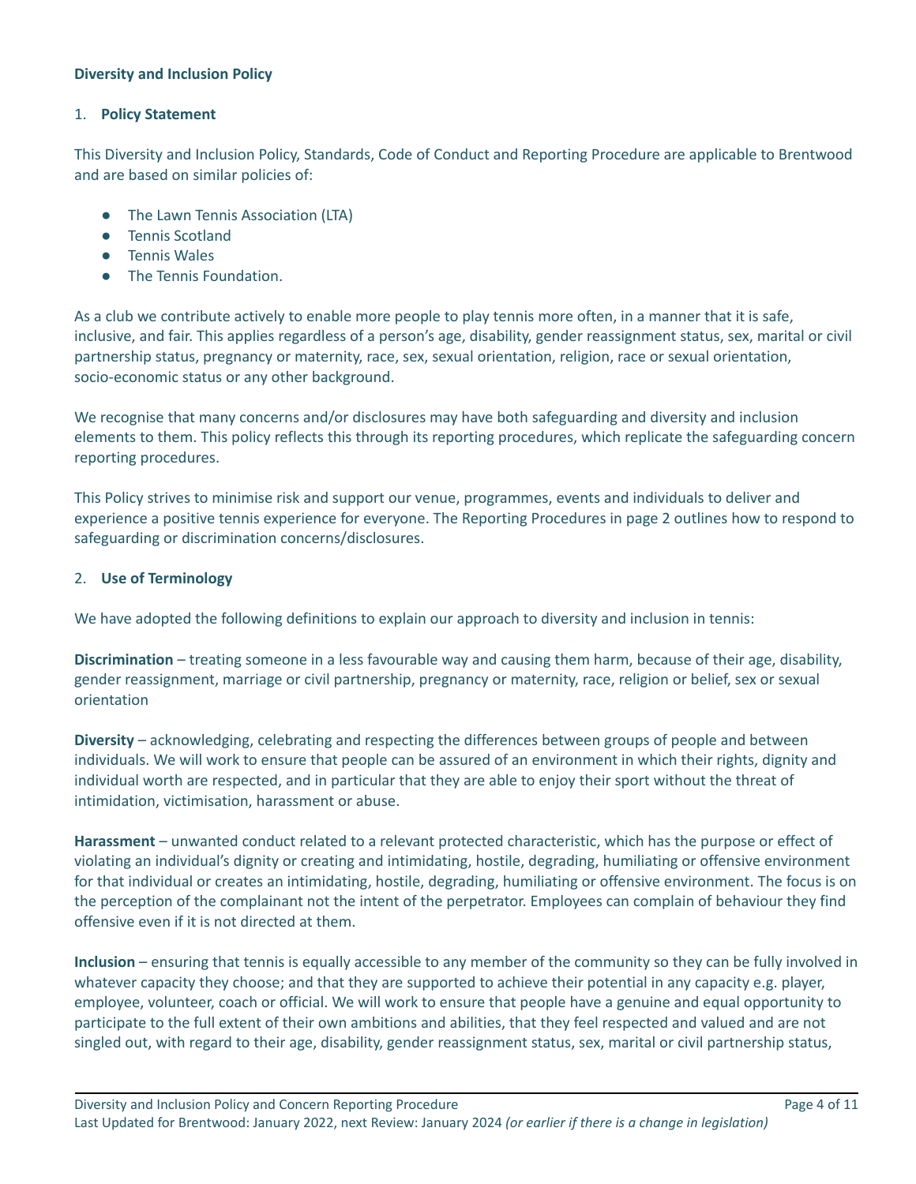**Diversity and Inclusion Policy**

1. **Policy Statement**

This Diversity and Inclusion Policy, Standards, Code of Conduct and Reporting Procedure are applicable to Brentwood and are based on similar policies of:

- The Lawn Tennis Association (LTA)
- Tennis Scotland
- Tennis Wales
- The Tennis Foundation.

As a club we contribute actively to enable more people to play tennis more often, in a manner that it is safe, inclusive, and fair. This applies regardless of a person's age, disability, gender reassignment status, sex, marital or civil partnership status, pregnancy or maternity, race, sex, sexual orientation, religion, race or sexual orientation, socio-economic status or any other background.

We recognise that many concerns and/or disclosures may have both safeguarding and diversity and inclusion elements to them. This policy reflects this through its reporting procedures, which replicate the safeguarding concern reporting procedures.

This Policy strives to minimise risk and support our venue, programmes, events and individuals to deliver and experience a positive tennis experience for everyone. The Reporting Procedures in page 2 outlines how to respond to safeguarding or discrimination concerns/disclosures.

2. **Use of Terminology**

We have adopted the following definitions to explain our approach to diversity and inclusion in tennis:

**Discrimination** – treating someone in a less favourable way and causing them harm, because of their age, disability, gender reassignment, marriage or civil partnership, pregnancy or maternity, race, religion or belief, sex or sexual orientation

**Diversity** – acknowledging, celebrating and respecting the differences between groups of people and between individuals. We will work to ensure that people can be assured of an environment in which their rights, dignity and individual worth are respected, and in particular that they are able to enjoy their sport without the threat of intimidation, victimisation, harassment or abuse.

**Harassment** – unwanted conduct related to a relevant protected characteristic, which has the purpose or effect of violating an individual's dignity or creating and intimidating, hostile, degrading, humiliating or offensive environment for that individual or creates an intimidating, hostile, degrading, humiliating or offensive environment. The focus is on the perception of the complainant not the intent of the perpetrator. Employees can complain of behaviour they find offensive even if it is not directed at them.

**Inclusion** – ensuring that tennis is equally accessible to any member of the community so they can be fully involved in whatever capacity they choose; and that they are supported to achieve their potential in any capacity e.g. player, employee, volunteer, coach or official. We will work to ensure that people have a genuine and equal opportunity to participate to the full extent of their own ambitions and abilities, that they feel respected and valued and are not singled out, with regard to their age, disability, gender reassignment status, sex, marital or civil partnership status,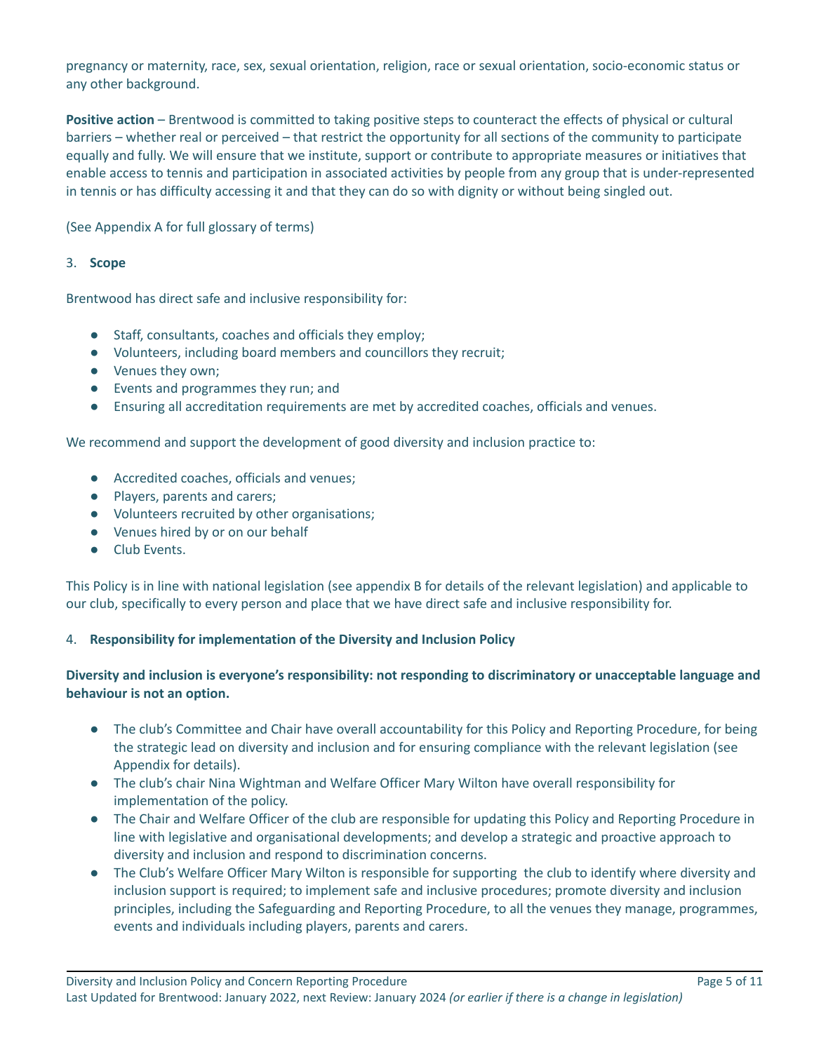pregnancy or maternity, race, sex, sexual orientation, religion, race or sexual orientation, socio-economic status or any other background.

**Positive action** – Brentwood is committed to taking positive steps to counteract the effects of physical or cultural barriers – whether real or perceived – that restrict the opportunity for all sections of the community to participate equally and fully. We will ensure that we institute, support or contribute to appropriate measures or initiatives that enable access to tennis and participation in associated activities by people from any group that is under-represented in tennis or has difficulty accessing it and that they can do so with dignity or without being singled out.

(See Appendix A for full glossary of terms)

3. **Scope**

Brentwood has direct safe and inclusive responsibility for:

- Staff, consultants, coaches and officials they employ;
- Volunteers, including board members and councillors they recruit;
- Venues they own;
- Events and programmes they run; and
- Ensuring all accreditation requirements are met by accredited coaches, officials and venues.

We recommend and support the development of good diversity and inclusion practice to:

- Accredited coaches, officials and venues;
- Players, parents and carers;
- Volunteers recruited by other organisations;
- Venues hired by or on our behalf
- Club Events.

This Policy is in line with national legislation (see appendix B for details of the relevant legislation) and applicable to our club, specifically to every person and place that we have direct safe and inclusive responsibility for.

4. **Responsibility for implementation of the Diversity and Inclusion Policy**

**Diversity and inclusion is everyone's responsibility: not responding to discriminatory or unacceptable language and behaviour is not an option.**

- The club's Committee and Chair have overall accountability for this Policy and Reporting Procedure, for being the strategic lead on diversity and inclusion and for ensuring compliance with the relevant legislation (see Appendix for details).
- The club's chair Nina Wightman and Welfare Officer Mary Wilton have overall responsibility for implementation of the policy.
- The Chair and Welfare Officer of the club are responsible for updating this Policy and Reporting Procedure in line with legislative and organisational developments; and develop a strategic and proactive approach to diversity and inclusion and respond to discrimination concerns.
- The Club's Welfare Officer Mary Wilton is responsible for supporting the club to identify where diversity and inclusion support is required; to implement safe and inclusive procedures; promote diversity and inclusion principles, including the Safeguarding and Reporting Procedure, to all the venues they manage, programmes, events and individuals including players, parents and carers.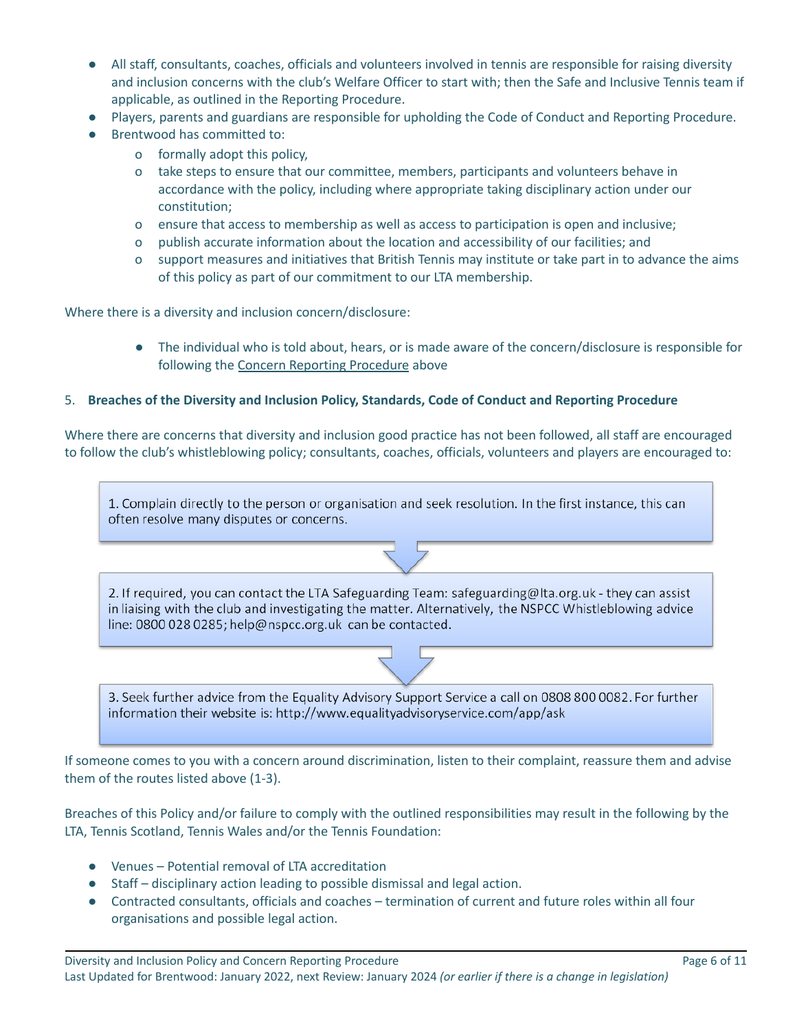- All staff, consultants, coaches, officials and volunteers involved in tennis are responsible for raising diversity and inclusion concerns with the club's Welfare Officer to start with; then the Safe and Inclusive Tennis team if applicable, as outlined in the Reporting Procedure.
- Players, parents and guardians are responsible for upholding the Code of Conduct and Reporting Procedure.
- Brentwood has committed to:
  - formally adopt this policy,
  - take steps to ensure that our committee, members, participants and volunteers behave in accordance with the policy, including where appropriate taking disciplinary action under our constitution;
  - ensure that access to membership as well as access to participation is open and inclusive;
  - publish accurate information about the location and accessibility of our facilities; and
  - support measures and initiatives that British Tennis may institute or take part in to advance the aims of this policy as part of our commitment to our LTA membership.

Where there is a diversity and inclusion concern/disclosure:

- The individual who is told about, hears, or is made aware of the concern/disclosure is responsible for following the Concern Reporting Procedure above

## 5. Breaches of the Diversity and Inclusion Policy, Standards, Code of Conduct and Reporting Procedure

Where there are concerns that diversity and inclusion good practice has not been followed, all staff are encouraged to follow the club's whistleblowing policy; consultants, coaches, officials, volunteers and players are encouraged to:

1. Complain directly to the person or organisation and seek resolution. In the first instance, this can often resolve many disputes or concerns.

2. If required, you can contact the LTA Safeguarding Team: safeguarding@lta.org.uk - they can assist in liaising with the club and investigating the matter. Alternatively, the NSPCC Whistleblowing advice line: 0800 028 0285; help@nspcc.org.uk can be contacted.

3. Seek further advice from the Equality Advisory Support Service a call on 0808 800 0082. For further information their website is: http://www.equalityadvisoryservice.com/app/ask

If someone comes to you with a concern around discrimination, listen to their complaint, reassure them and advise them of the routes listed above (1-3).

Breaches of this Policy and/or failure to comply with the outlined responsibilities may result in the following by the LTA, Tennis Scotland, Tennis Wales and/or the Tennis Foundation:

- Venues – Potential removal of LTA accreditation
- Staff – disciplinary action leading to possible dismissal and legal action.
- Contracted consultants, officials and coaches – termination of current and future roles within all four organisations and possible legal action.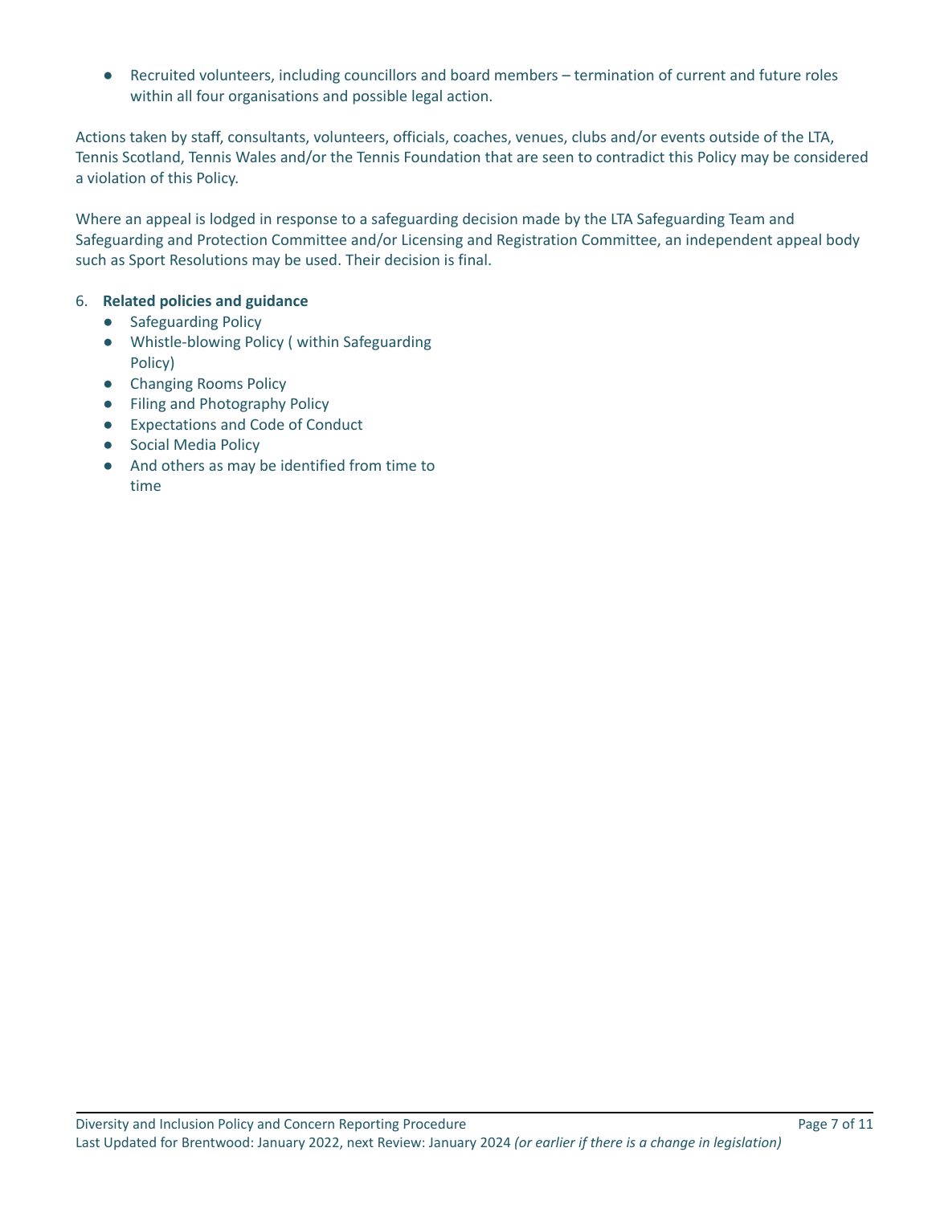- Recruited volunteers, including councillors and board members – termination of current and future roles within all four organisations and possible legal action.

Actions taken by staff, consultants, volunteers, officials, coaches, venues, clubs and/or events outside of the LTA, Tennis Scotland, Tennis Wales and/or the Tennis Foundation that are seen to contradict this Policy may be considered a violation of this Policy.

Where an appeal is lodged in response to a safeguarding decision made by the LTA Safeguarding Team and Safeguarding and Protection Committee and/or Licensing and Registration Committee, an independent appeal body such as Sport Resolutions may be used. Their decision is final.

6. **Related policies and guidance**
    - Safeguarding Policy
    - Whistle-blowing Policy ( within Safeguarding Policy)
    - Changing Rooms Policy
    - Filing and Photography Policy
    - Expectations and Code of Conduct
    - Social Media Policy
    - And others as may be identified from time to time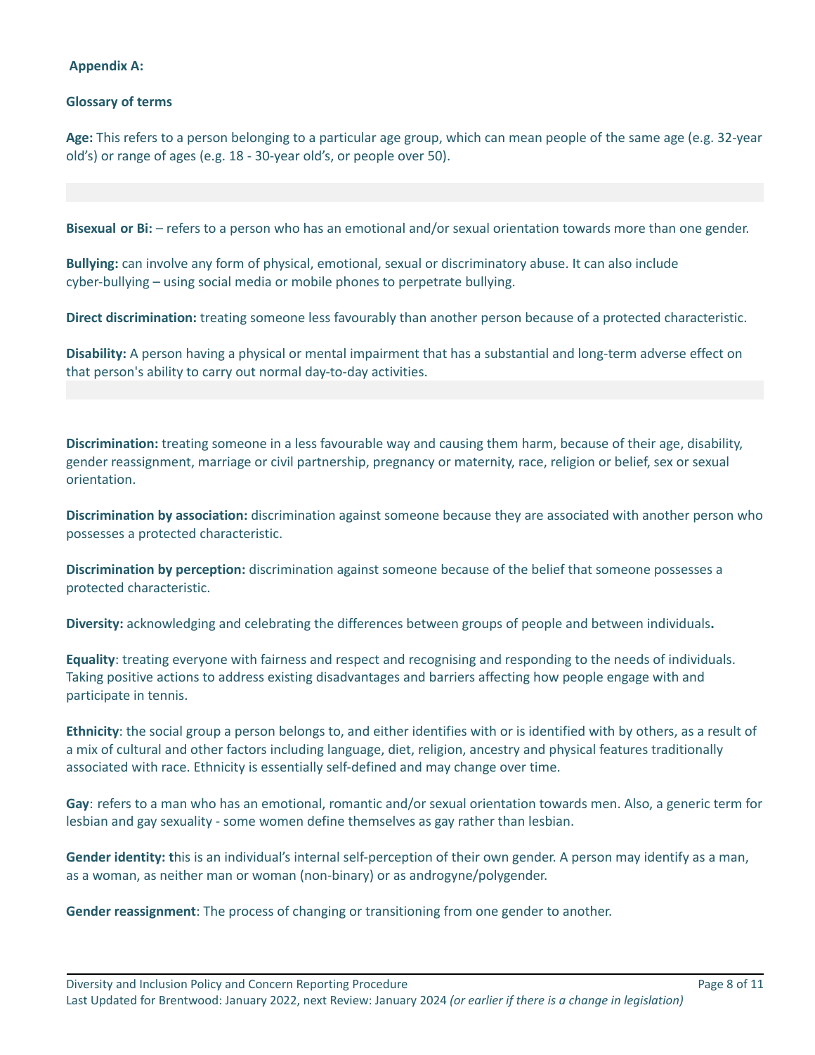**Appendix A:**

**Glossary of terms**

**Age:** This refers to a person belonging to a particular age group, which can mean people of the same age (e.g. 32-year old's) or range of ages (e.g. 18 - 30-year old's, or people over 50).

**Bisexual or Bi:** – refers to a person who has an emotional and/or sexual orientation towards more than one gender.

**Bullying:** can involve any form of physical, emotional, sexual or discriminatory abuse. It can also include cyber-bullying – using social media or mobile phones to perpetrate bullying.

**Direct discrimination:** treating someone less favourably than another person because of a protected characteristic.

**Disability:** A person having a physical or mental impairment that has a substantial and long-term adverse effect on that person's ability to carry out normal day-to-day activities.

**Discrimination:** treating someone in a less favourable way and causing them harm, because of their age, disability, gender reassignment, marriage or civil partnership, pregnancy or maternity, race, religion or belief, sex or sexual orientation.

**Discrimination by association:** discrimination against someone because they are associated with another person who possesses a protected characteristic.

**Discrimination by perception:** discrimination against someone because of the belief that someone possesses a protected characteristic.

**Diversity:** acknowledging and celebrating the differences between groups of people and between individuals**.**

**Equality**: treating everyone with fairness and respect and recognising and responding to the needs of individuals. Taking positive actions to address existing disadvantages and barriers affecting how people engage with and participate in tennis.

**Ethnicity**: the social group a person belongs to, and either identifies with or is identified with by others, as a result of a mix of cultural and other factors including language, diet, religion, ancestry and physical features traditionally associated with race. Ethnicity is essentially self-defined and may change over time.

**Gay**: refers to a man who has an emotional, romantic and/or sexual orientation towards men. Also, a generic term for lesbian and gay sexuality - some women define themselves as gay rather than lesbian.

**Gender identity: t**his is an individual's internal self-perception of their own gender. A person may identify as a man, as a woman, as neither man or woman (non-binary) or as androgyne/polygender.

**Gender reassignment**: The process of changing or transitioning from one gender to another.

Diversity and Inclusion Policy and Concern Reporting Procedure
Last Updated for Brentwood: January 2022, next Review: January 2024 *(or earlier if there is a change in legislation)*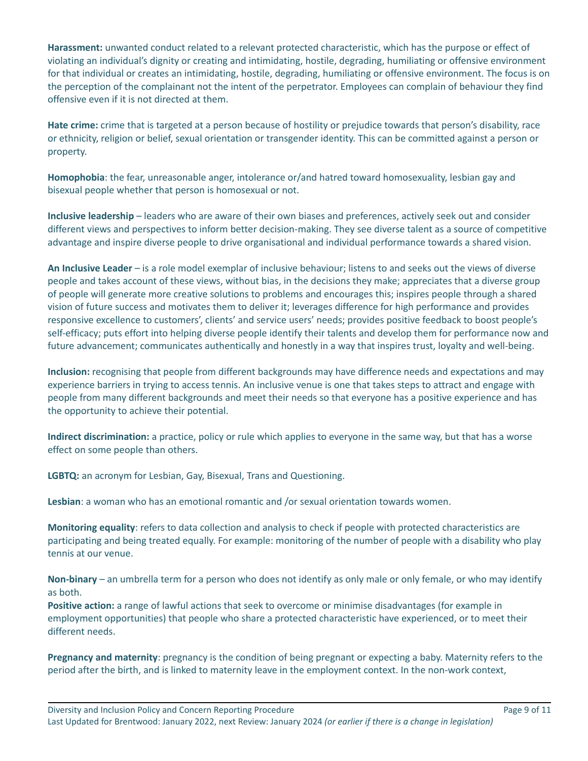**Harassment:** unwanted conduct related to a relevant protected characteristic, which has the purpose or effect of violating an individual's dignity or creating and intimidating, hostile, degrading, humiliating or offensive environment for that individual or creates an intimidating, hostile, degrading, humiliating or offensive environment. The focus is on the perception of the complainant not the intent of the perpetrator. Employees can complain of behaviour they find offensive even if it is not directed at them.

**Hate crime:** crime that is targeted at a person because of hostility or prejudice towards that person's disability, race or ethnicity, religion or belief, sexual orientation or transgender identity. This can be committed against a person or property.

**Homophobia**: the fear, unreasonable anger, intolerance or/and hatred toward homosexuality, lesbian gay and bisexual people whether that person is homosexual or not.

**Inclusive leadership** – leaders who are aware of their own biases and preferences, actively seek out and consider different views and perspectives to inform better decision-making. They see diverse talent as a source of competitive advantage and inspire diverse people to drive organisational and individual performance towards a shared vision.

**An Inclusive Leader** – is a role model exemplar of inclusive behaviour; listens to and seeks out the views of diverse people and takes account of these views, without bias, in the decisions they make; appreciates that a diverse group of people will generate more creative solutions to problems and encourages this; inspires people through a shared vision of future success and motivates them to deliver it; leverages difference for high performance and provides responsive excellence to customers', clients' and service users' needs; provides positive feedback to boost people's self-efficacy; puts effort into helping diverse people identify their talents and develop them for performance now and future advancement; communicates authentically and honestly in a way that inspires trust, loyalty and well-being.

**Inclusion:** recognising that people from different backgrounds may have difference needs and expectations and may experience barriers in trying to access tennis. An inclusive venue is one that takes steps to attract and engage with people from many different backgrounds and meet their needs so that everyone has a positive experience and has the opportunity to achieve their potential.

**Indirect discrimination:** a practice, policy or rule which applies to everyone in the same way, but that has a worse effect on some people than others.

**LGBTQ:** an acronym for Lesbian, Gay, Bisexual, Trans and Questioning.

**Lesbian**: a woman who has an emotional romantic and /or sexual orientation towards women.

**Monitoring equality**: refers to data collection and analysis to check if people with protected characteristics are participating and being treated equally. For example: monitoring of the number of people with a disability who play tennis at our venue.

**Non-binary** – an umbrella term for a person who does not identify as only male or only female, or who may identify as both.

**Positive action:** a range of lawful actions that seek to overcome or minimise disadvantages (for example in employment opportunities) that people who share a protected characteristic have experienced, or to meet their different needs.

**Pregnancy and maternity**: pregnancy is the condition of being pregnant or expecting a baby. Maternity refers to the period after the birth, and is linked to maternity leave in the employment context. In the non-work context,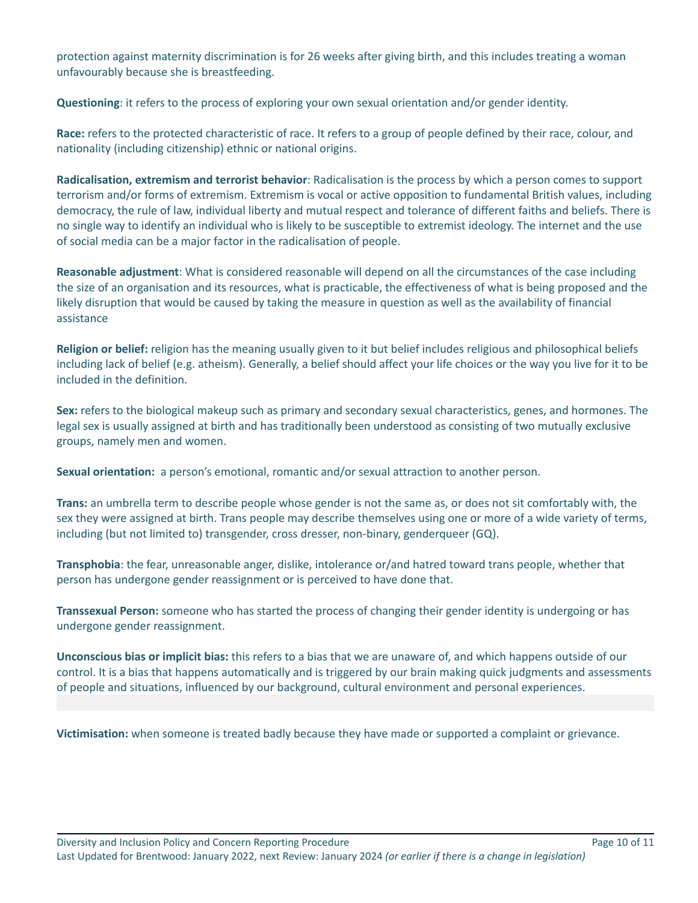protection against maternity discrimination is for 26 weeks after giving birth, and this includes treating a woman unfavourably because she is breastfeeding.

**Questioning**: it refers to the process of exploring your own sexual orientation and/or gender identity.

**Race:** refers to the protected characteristic of race. It refers to a group of people defined by their race, colour, and nationality (including citizenship) ethnic or national origins.

**Radicalisation, extremism and terrorist behavior**: Radicalisation is the process by which a person comes to support terrorism and/or forms of extremism. Extremism is vocal or active opposition to fundamental British values, including democracy, the rule of law, individual liberty and mutual respect and tolerance of different faiths and beliefs. There is no single way to identify an individual who is likely to be susceptible to extremist ideology. The internet and the use of social media can be a major factor in the radicalisation of people.

**Reasonable adjustment**: What is considered reasonable will depend on all the circumstances of the case including the size of an organisation and its resources, what is practicable, the effectiveness of what is being proposed and the likely disruption that would be caused by taking the measure in question as well as the availability of financial assistance

**Religion or belief:** religion has the meaning usually given to it but belief includes religious and philosophical beliefs including lack of belief (e.g. atheism). Generally, a belief should affect your life choices or the way you live for it to be included in the definition.

**Sex:** refers to the biological makeup such as primary and secondary sexual characteristics, genes, and hormones. The legal sex is usually assigned at birth and has traditionally been understood as consisting of two mutually exclusive groups, namely men and women.

**Sexual orientation:** a person's emotional, romantic and/or sexual attraction to another person.

**Trans:** an umbrella term to describe people whose gender is not the same as, or does not sit comfortably with, the sex they were assigned at birth. Trans people may describe themselves using one or more of a wide variety of terms, including (but not limited to) transgender, cross dresser, non-binary, genderqueer (GQ).

**Transphobia**: the fear, unreasonable anger, dislike, intolerance or/and hatred toward trans people, whether that person has undergone gender reassignment or is perceived to have done that.

**Transsexual Person:** someone who has started the process of changing their gender identity is undergoing or has undergone gender reassignment.

**Unconscious bias or implicit bias:** this refers to a bias that we are unaware of, and which happens outside of our control. It is a bias that happens automatically and is triggered by our brain making quick judgments and assessments of people and situations, influenced by our background, cultural environment and personal experiences.

**Victimisation:** when someone is treated badly because they have made or supported a complaint or grievance.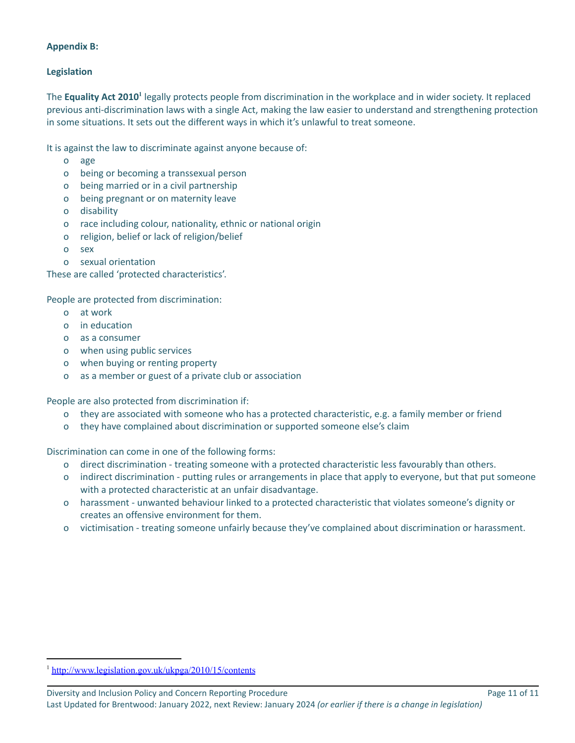**Appendix B:**

**Legislation**

The **Equality Act 2010**[1] legally protects people from discrimination in the workplace and in wider society. It replaced previous anti-discrimination laws with a single Act, making the law easier to understand and strengthening protection in some situations. It sets out the different ways in which it's unlawful to treat someone.

It is against the law to discriminate against anyone because of:

- age
- being or becoming a transsexual person
- being married or in a civil partnership
- being pregnant or on maternity leave
- disability
- race including colour, nationality, ethnic or national origin
- religion, belief or lack of religion/belief
- sex
- sexual orientation

These are called 'protected characteristics'.

People are protected from discrimination:

- at work
- in education
- as a consumer
- when using public services
- when buying or renting property
- as a member or guest of a private club or association

People are also protected from discrimination if:

- they are associated with someone who has a protected characteristic, e.g. a family member or friend
- they have complained about discrimination or supported someone else's claim

Discrimination can come in one of the following forms:

- direct discrimination - treating someone with a protected characteristic less favourably than others.
- indirect discrimination - putting rules or arrangements in place that apply to everyone, but that put someone with a protected characteristic at an unfair disadvantage.
- harassment - unwanted behaviour linked to a protected characteristic that violates someone's dignity or creates an offensive environment for them.
- victimisation - treating someone unfairly because they've complained about discrimination or harassment.

[1] http://www.legislation.gov.uk/ukpga/2010/15/contents